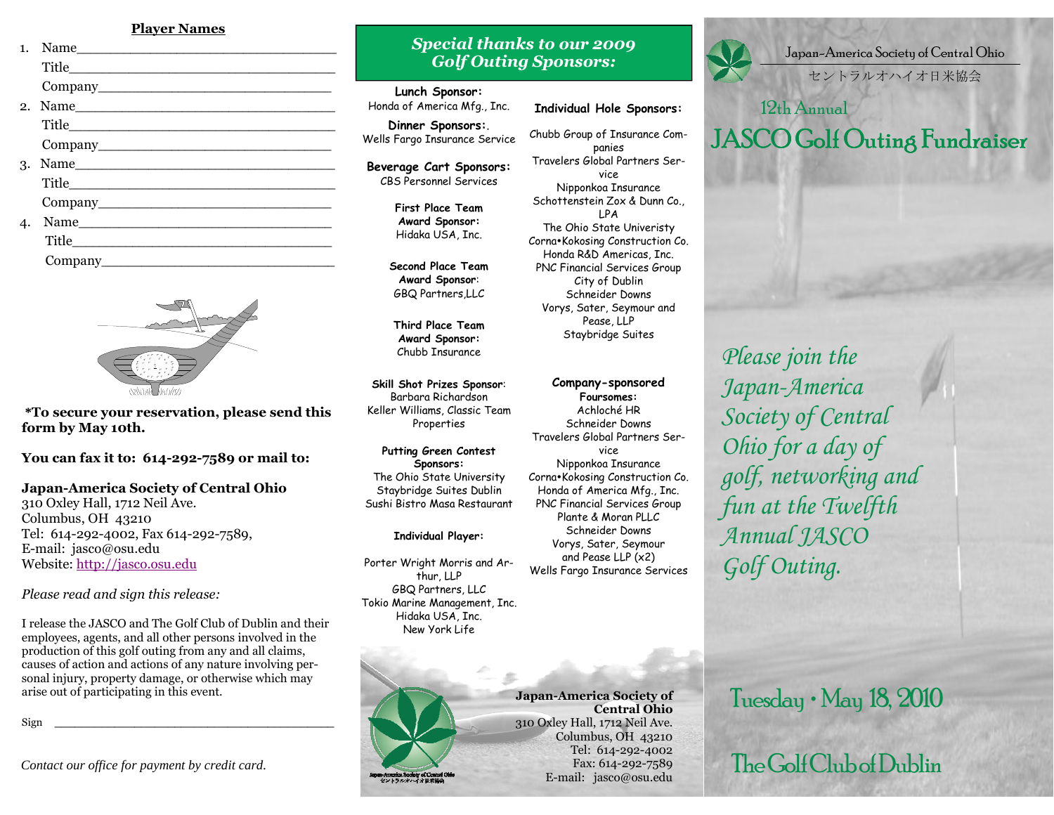**Player Names**

1. Name________________________________
   Title________________________________
   Company______________________________
2. Name________________________________
   Title________________________________
   Company______________________________
3. Name________________________________
   Title________________________________
   Company______________________________
4. Name________________________________
   Title________________________________
   Company______________________________

**\*To secure your reservation, please send this form by May 10th.**

**You can fax it to: 614-292-7589 or mail to:**

**Japan-America Society of Central Ohio**
310 Oxley Hall, 1712 Neil Ave.
Columbus, OH 43210
Tel: 614-292-4002, Fax 614-292-7589,
E-mail: jasco@osu.edu
Website: http://jasco.osu.edu

*Please read and sign this release:*

I release the JASCO and The Golf Club of Dublin and their employees, agents, and all other persons involved in the production of this golf outing from any and all claims, causes of action and actions of any nature involving personal injury, property damage, or otherwise which may arise out of participating in this event.

Sign ______________________________________

*Contact our office for payment by credit card.*

## *Special thanks to our 2009 Golf Outing Sponsors:*

**Lunch Sponsor:**
Honda of America Mfg., Inc.

**Dinner Sponsors:**.
Wells Fargo Insurance Service

**Beverage Cart Sponsors:**
CBS Personnel Services

**First Place Team Award Sponsor:**
Hidaka USA, Inc.

**Second Place Team Award Sponsor:**
GBQ Partners,LLC

**Third Place Team Award Sponsor:**
Chubb Insurance

**Skill Shot Prizes Sponsor:**
Barbara Richardson
Keller Williams, Classic Team Properties

**Putting Green Contest Sponsors:**
The Ohio State University
Staybridge Suites Dublin
Sushi Bistro Masa Restaurant

**Individual Player:**

Porter Wright Morris and Arthur, LLP
GBQ Partners, LLC
Tokio Marine Management, Inc.
Hidaka USA, Inc.
New York Life

**Individual Hole Sponsors:**

Chubb Group of Insurance Companies
Travelers Global Partners Service
Nipponkoa Insurance
Schottenstein Zox & Dunn Co., LPA
The Ohio State Univeristy
Corna•Kokosing Construction Co.
Honda R&D Americas, Inc.
PNC Financial Services Group
City of Dublin
Schneider Downs
Vorys, Sater, Seymour and Pease, LLP
Staybridge Suites

**Company-sponsored Foursomes:**
Achloché HR
Schneider Downs
Travelers Global Partners Service
Nipponkoa Insurance
Corna•Kokosing Construction Co.
Honda of America Mfg., Inc.
PNC Financial Services Group
Plante & Moran PLLC
Schneider Downs
Vorys, Sater, Seymour and Pease LLP (x2)
Wells Fargo Insurance Services

**Japan-America Society of Central Ohio**
310 Oxley Hall, 1712 Neil Ave.
Columbus, OH 43210
Tel: 614-292-4002
Fax: 614-292-7589
E-mail: jasco@osu.edu

Japan-America Society of Central Ohio
セントラルオハイオ日米協会

# 12th Annual JASCO Golf Outing Fundraiser

*Please join the Japan-America Society of Central Ohio for a day of golf, networking and fun at the Twelfth Annual JASCO Golf Outing.*

## Tuesday • May 18, 2010

## The Golf Club of Dublin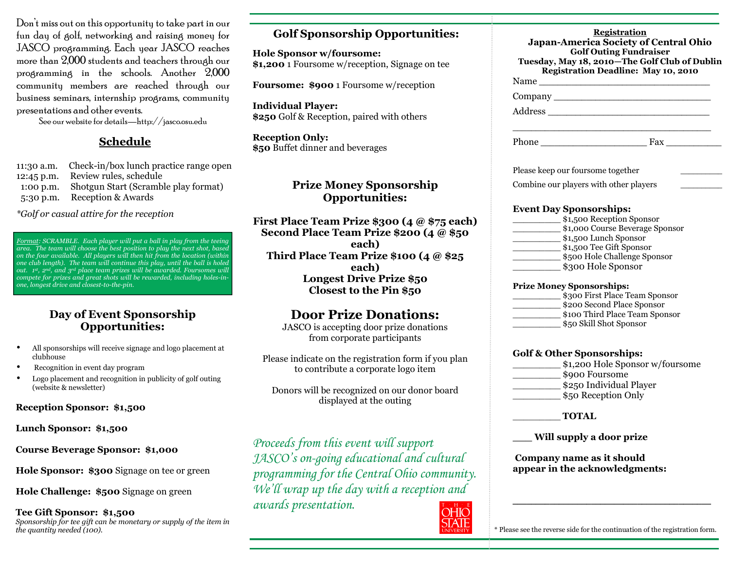Don't miss out on this opportunity to take part in our fun day of golf, networking and raising money for JASCO programming. Each year JASCO reaches more than 2,000 students and teachers through our programming in the schools. Another 2,000 community members are reached through our business seminars, internship programs, community presentations and other events.

See our website for details—http://jasco.osu.edu

## Schedule

11:30 a.m. Check-in/box lunch practice range open
12:45 p.m. Review rules, schedule
1:00 p.m. Shotgun Start (Scramble play format)
5:30 p.m. Reception & Awards

*\*Golf or casual attire for the reception*

*Format: SCRAMBLE. Each player will put a ball in play from the teeing area. The team will choose the best position to play the next shot, based on the four available. All players will then hit from the location (within one club length). The team will continue this play, until the ball is holed out. 1st, 2nd, and 3rd place team prizes will be awarded. Foursomes will compete for prizes and great shots will be rewarded, including holes-in-one, longest drive and closest-to-the-pin.*

## Day of Event Sponsorship Opportunities:

- All sponsorships will receive signage and logo placement at clubhouse
- Recognition in event day program
- Logo placement and recognition in publicity of golf outing (website & newsletter)

**Reception Sponsor: $1,500**

**Lunch Sponsor: $1,500**

**Course Beverage Sponsor: $1,000**

**Hole Sponsor: $300** Signage on tee or green

**Hole Challenge: $500** Signage on green

**Tee Gift Sponsor: $1,500**
*Sponsorship for tee gift can be monetary or supply of the item in the quantity needed (100).*

## Golf Sponsorship Opportunities:

**Hole Sponsor w/foursome:**
**$1,200** 1 Foursome w/reception, Signage on tee

**Foursome: $900** 1 Foursome w/reception

**Individual Player:**
**$250** Golf & Reception, paired with others

**Reception Only:**
**$50** Buffet dinner and beverages

## Prize Money Sponsorship Opportunities:

**First Place Team Prize $300 (4 @ $75 each)**
**Second Place Team Prize $200 (4 @ $50 each)**
**Third Place Team Prize $100 (4 @ $25 each)**
**Longest Drive Prize $50**
**Closest to the Pin $50**

## Door Prize Donations:

JASCO is accepting door prize donations from corporate participants

Please indicate on the registration form if you plan to contribute a corporate logo item

Donors will be recognized on our donor board displayed at the outing

*Proceeds from this event will support JASCO's on-going educational and cultural programming for the Central Ohio community. We'll wrap up the day with a reception and awards presentation.*

THE OHIO STATE UNIVERSITY

## Registration

**Japan-America Society of Central Ohio**
**Golf Outing Fundraiser**
**Tuesday, May 18, 2010—The Golf Club of Dublin**
**Registration Deadline: May 10, 2010**

Name ______________________________

Company ____________________________

Address _____________________________

____________________________________

Phone ___________________ Fax __________

Please keep our foursome together ________

Combine our players with other players ________

**Event Day Sponsorships:**
_________ $1,500 Reception Sponsor
_________ $1,000 Course Beverage Sponsor
_________ $1,500 Lunch Sponsor
_________ $1,500 Tee Gift Sponsor
_________ $500 Hole Challenge Sponsor
_________ $300 Hole Sponsor

**Prize Money Sponsorships:**
_________ $300 First Place Team Sponsor
_________ $200 Second Place Sponsor
_________ $100 Third Place Team Sponsor
_________ $50 Skill Shot Sponsor

**Golf & Other Sponsorships:**
_________ $1,200 Hole Sponsor w/foursome
_________ $900 Foursome
_________ $250 Individual Player
_________ $50 Reception Only

_________ **TOTAL**

___ **Will supply a door prize**

**Company name as it should appear in the acknowledgments:**

____________________________________

\* Please see the reverse side for the continuation of the registration form.